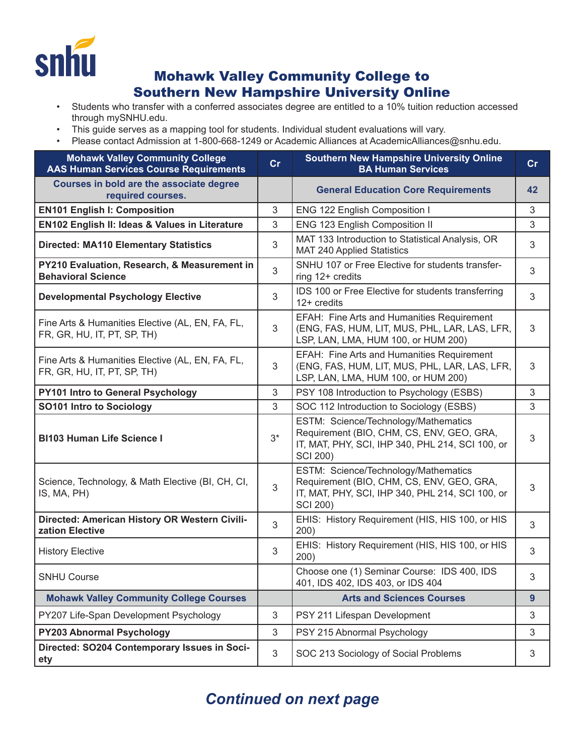snhu

# Mohawk Valley Community College to Southern New Hampshire University Online

- Students who transfer with a conferred associates degree are entitled to a 10% tuition reduction accessed through mySNHU.edu.
- This guide serves as a mapping tool for students. Individual student evaluations will vary.
- Please contact Admission at 1-800-668-1249 or Academic Alliances at AcademicAlliances@snhu.edu.

| Mohawk Valley Community College AAS Human Services Course Requirements | Cr | Southern New Hampshire University Online BA Human Services | Cr |
|---|---|---|---|
| **Courses in bold are the associate degree required courses.** | | **General Education Core Requirements** | **42** |
| **EN101 English I: Composition** | 3 | ENG 122 English Composition I | 3 |
| **EN102 English II: Ideas & Values in Literature** | 3 | ENG 123 English Composition II | 3 |
| **Directed: MA110 Elementary Statistics** | 3 | MAT 133 Introduction to Statistical Analysis, OR MAT 240 Applied Statistics | 3 |
| **PY210 Evaluation, Research, & Measurement in Behavioral Science** | 3 | SNHU 107 or Free Elective for students transferring 12+ credits | 3 |
| **Developmental Psychology Elective** | 3 | IDS 100 or Free Elective for students transferring 12+ credits | 3 |
| Fine Arts & Humanities Elective (AL, EN, FA, FL, FR, GR, HU, IT, PT, SP, TH) | 3 | EFAH: Fine Arts and Humanities Requirement (ENG, FAS, HUM, LIT, MUS, PHL, LAR, LAS, LFR, LSP, LAN, LMA, HUM 100, or HUM 200) | 3 |
| Fine Arts & Humanities Elective (AL, EN, FA, FL, FR, GR, HU, IT, PT, SP, TH) | 3 | EFAH: Fine Arts and Humanities Requirement (ENG, FAS, HUM, LIT, MUS, PHL, LAR, LAS, LFR, LSP, LAN, LMA, HUM 100, or HUM 200) | 3 |
| **PY101 Intro to General Psychology** | 3 | PSY 108 Introduction to Psychology (ESBS) | 3 |
| **SO101 Intro to Sociology** | 3 | SOC 112 Introduction to Sociology (ESBS) | 3 |
| **BI103 Human Life Science I** | 3* | ESTM: Science/Technology/Mathematics Requirement (BIO, CHM, CS, ENV, GEO, GRA, IT, MAT, PHY, SCI, IHP 340, PHL 214, SCI 100, or SCI 200) | 3 |
| Science, Technology, & Math Elective (BI, CH, CI, IS, MA, PH) | 3 | ESTM: Science/Technology/Mathematics Requirement (BIO, CHM, CS, ENV, GEO, GRA, IT, MAT, PHY, SCI, IHP 340, PHL 214, SCI 100, or SCI 200) | 3 |
| **Directed: American History OR Western Civilization Elective** | 3 | EHIS: History Requirement (HIS, HIS 100, or HIS 200) | 3 |
| History Elective | 3 | EHIS: History Requirement (HIS, HIS 100, or HIS 200) | 3 |
| SNHU Course | | Choose one (1) Seminar Course: IDS 400, IDS 401, IDS 402, IDS 403, or IDS 404 | 3 |
| **Mohawk Valley Community College Courses** | | **Arts and Sciences Courses** | **9** |
| PY207 Life-Span Development Psychology | 3 | PSY 211 Lifespan Development | 3 |
| **PY203 Abnormal Psychology** | 3 | PSY 215 Abnormal Psychology | 3 |
| **Directed: SO204 Contemporary Issues in Society** | 3 | SOC 213 Sociology of Social Problems | 3 |

***Continued on next page***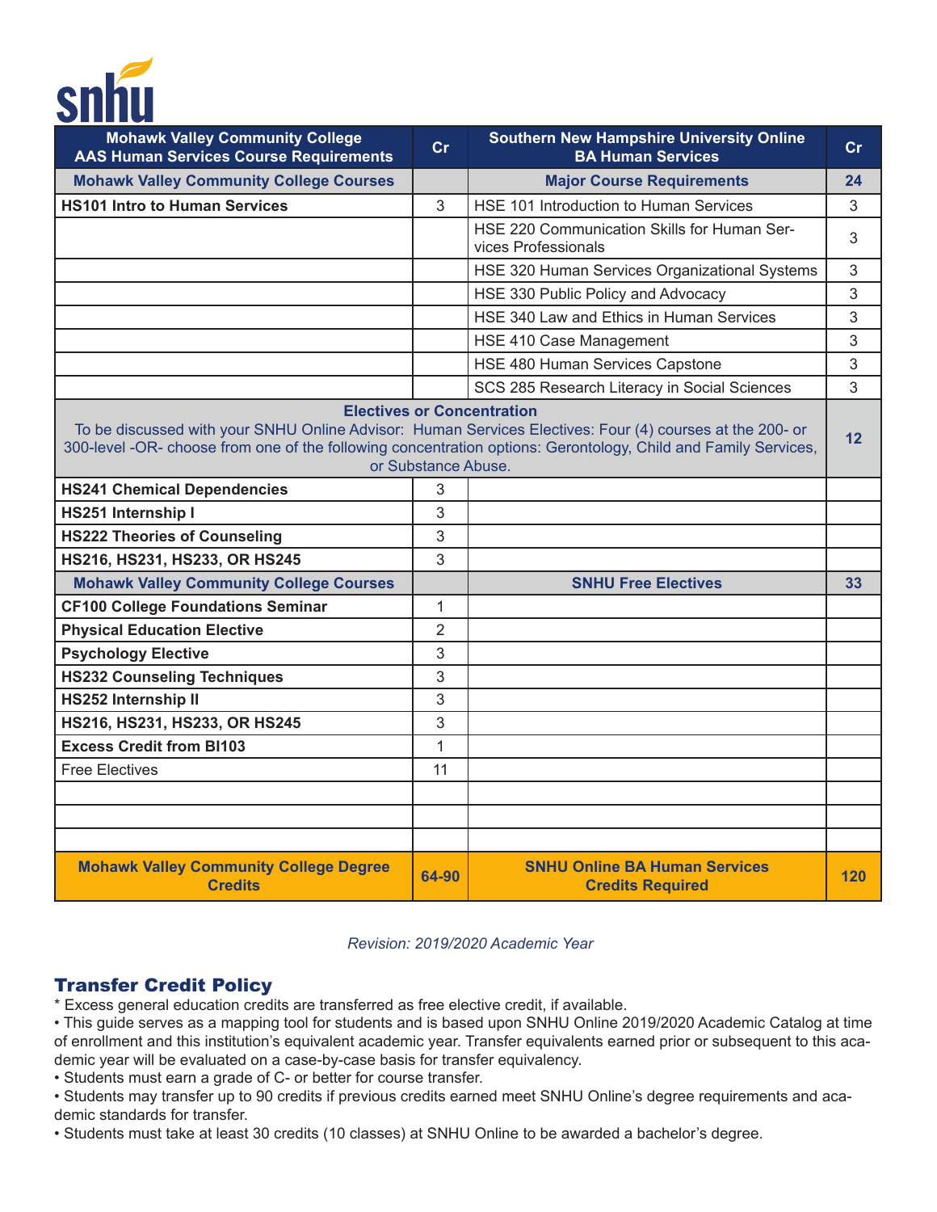| Mohawk Valley Community College AAS Human Services Course Requirements | Cr | Southern New Hampshire University Online BA Human Services | Cr |
|---|---|---|---|
| **Mohawk Valley Community College Courses** | | **Major Course Requirements** | **24** |
| **HS101 Intro to Human Services** | 3 | HSE 101 Introduction to Human Services | 3 |
| | | HSE 220 Communication Skills for Human Services Professionals | 3 |
| | | HSE 320 Human Services Organizational Systems | 3 |
| | | HSE 330 Public Policy and Advocacy | 3 |
| | | HSE 340 Law and Ethics in Human Services | 3 |
| | | HSE 410 Case Management | 3 |
| | | HSE 480 Human Services Capstone | 3 |
| | | SCS 285 Research Literacy in Social Sciences | 3 |
| **Electives or Concentration** To be discussed with your SNHU Online Advisor: Human Services Electives: Four (4) courses at the 200- or 300-level -OR- choose from one of the following concentration options: Gerontology, Child and Family Services, or Substance Abuse. | | | **12** |
| **HS241 Chemical Dependencies** | 3 | | |
| **HS251 Internship I** | 3 | | |
| **HS222 Theories of Counseling** | 3 | | |
| **HS216, HS231, HS233, OR HS245** | 3 | | |
| **Mohawk Valley Community College Courses** | | **SNHU Free Electives** | **33** |
| **CF100 College Foundations Seminar** | 1 | | |
| **Physical Education Elective** | 2 | | |
| **Psychology Elective** | 3 | | |
| **HS232 Counseling Techniques** | 3 | | |
| **HS252 Internship II** | 3 | | |
| **HS216, HS231, HS233, OR HS245** | 3 | | |
| **Excess Credit from BI103** | 1 | | |
| Free Electives | 11 | | |
| | | | |
| | | | |
| | | | |
| **Mohawk Valley Community College Degree Credits** | **64-90** | **SNHU Online BA Human Services Credits Required** | **120** |

*Revision: 2019/2020 Academic Year*

## Transfer Credit Policy

* Excess general education credits are transferred as free elective credit, if available.
- This guide serves as a mapping tool for students and is based upon SNHU Online 2019/2020 Academic Catalog at time of enrollment and this institution's equivalent academic year. Transfer equivalents earned prior or subsequent to this academic year will be evaluated on a case-by-case basis for transfer equivalency.
- Students must earn a grade of C- or better for course transfer.
- Students may transfer up to 90 credits if previous credits earned meet SNHU Online's degree requirements and academic standards for transfer.
- Students must take at least 30 credits (10 classes) at SNHU Online to be awarded a bachelor's degree.